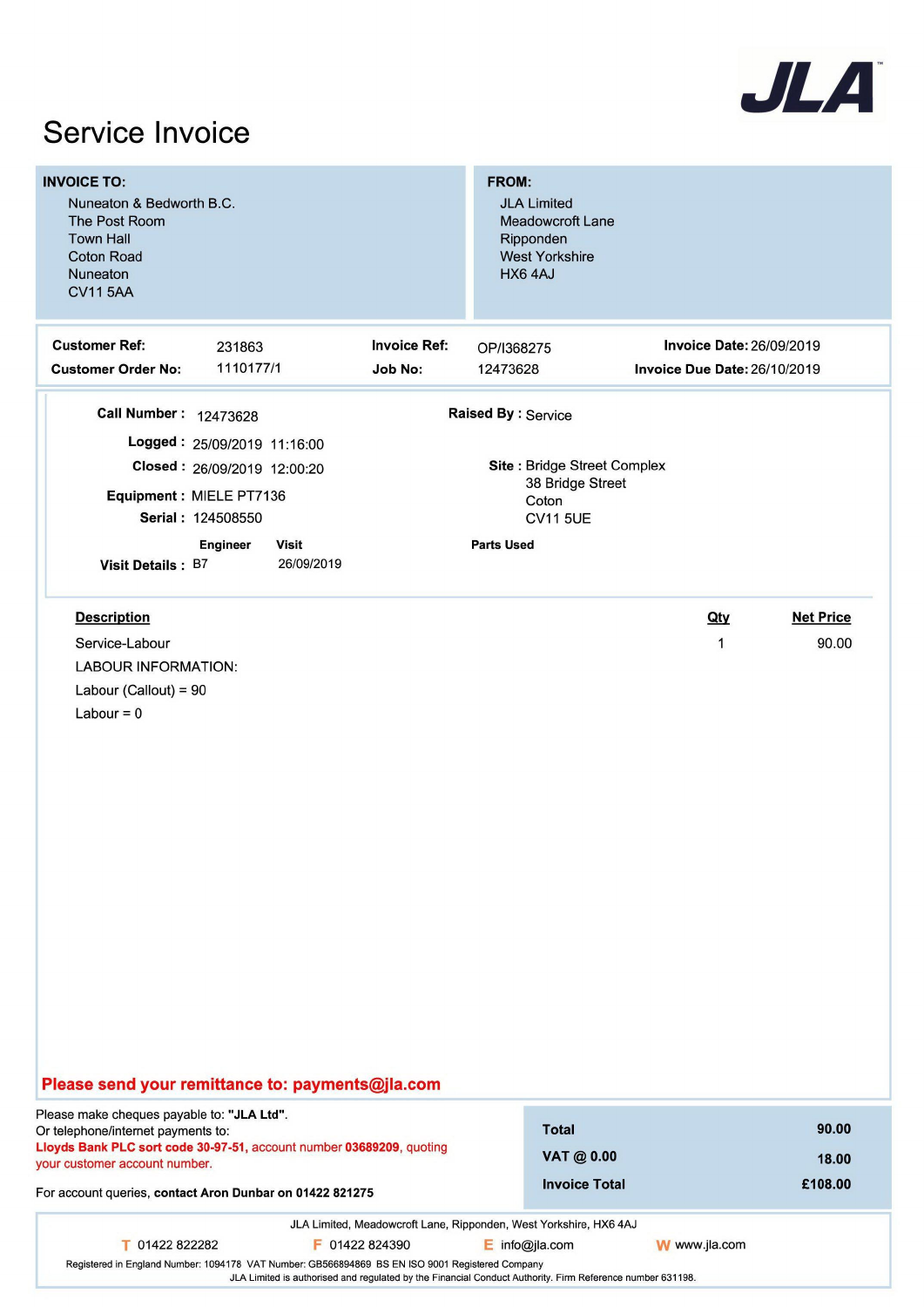JLA

# Service Invoice

**INVOICE TO:**

Nuneaton & Bedworth B.C.
The Post Room
Town Hall
Coton Road
Nuneaton
CV11 5AA

**FROM:**

JLA Limited
Meadowcroft Lane
Ripponden
West Yorkshire
HX6 4AJ

| | | | | | |
|---|---|---|---|---|---|
| **Customer Ref:** | 231863 | **Invoice Ref:** | OP/I368275 | **Invoice Date:** | 26/09/2019 |
| **Customer Order No:** | 1110177/1 | **Job No:** | 12473628 | **Invoice Due Date:** | 26/10/2019 |

**Call Number :** 12473628

**Raised By :** Service

**Logged :** 25/09/2019 11:16:00

**Closed :** 26/09/2019 12:00:20

**Equipment :** MIELE PT7136

**Serial :** 124508550

**Site :** Bridge Street Complex
38 Bridge Street
Coton
CV11 5UE

| | Engineer | Visit | Parts Used |
|---|---|---|---|
| **Visit Details :** | B7 | 26/09/2019 | |

| Description | Qty | Net Price |
|---|---|---|
| Service-Labour | 1 | 90.00 |
| LABOUR INFORMATION: | | |
| Labour (Callout) = 90 | | |
| Labour = 0 | | |

**Please send your remittance to: payments@jla.com**

Please make cheques payable to: **"JLA Ltd"**.
Or telephone/internet payments to:
**Lloyds Bank PLC sort code 30-97-51**, account number **03689209**, quoting your customer account number.

For account queries, **contact Aron Dunbar on 01422 821275**

| | |
|---|---|
| **Total** | **90.00** |
| **VAT @ 0.00** | **18.00** |
| **Invoice Total** | **£108.00** |

JLA Limited, Meadowcroft Lane, Ripponden, West Yorkshire, HX6 4AJ

T 01422 822282 F 01422 824390 E info@jla.com W www.jla.com

Registered in England Number: 1094178 VAT Number: GB566894869 BS EN ISO 9001 Registered Company
JLA Limited is authorised and regulated by the Financial Conduct Authority. Firm Reference number 631198.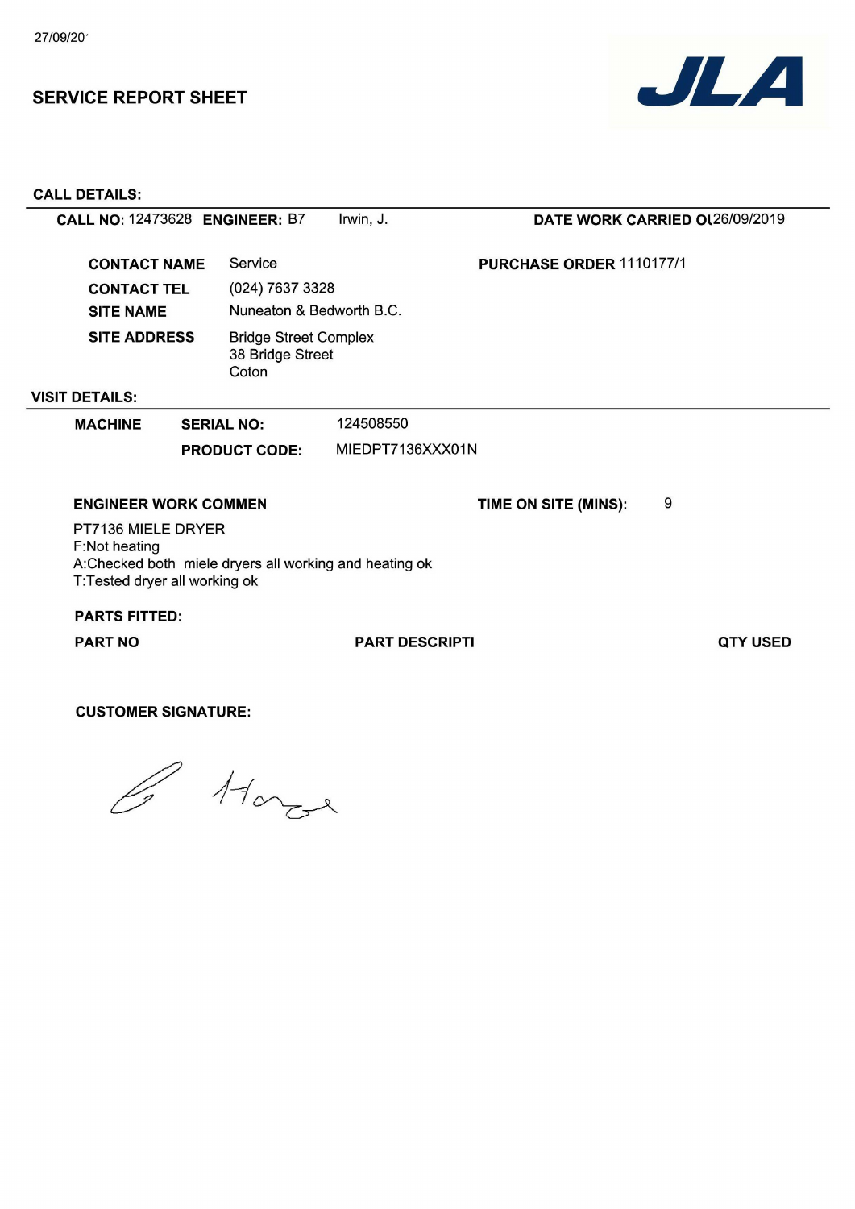27/09/20·

# SERVICE REPORT SHEET

JLA

## CALL DETAILS:

**CALL NO:** 12473628 **ENGINEER:** B7 Irwin, J. **DATE WORK CARRIED O**26/09/2019

**CONTACT NAME** Service
**CONTACT TEL** (024) 7637 3328
**SITE NAME** Nuneaton & Bedworth B.C.
**SITE ADDRESS** Bridge Street Complex
38 Bridge Street
Coton

**PURCHASE ORDER** 1110177/1

## VISIT DETAILS:

**MACHINE** **SERIAL NO:** 124508550
**PRODUCT CODE:** MIEDPT7136XXX01N

**ENGINEER WORK COMMEN**

**TIME ON SITE (MINS):** 9

PT7136 MIELE DRYER
F:Not heating
A:Checked both miele dryers all working and heating ok
T:Tested dryer all working ok

**PARTS FITTED:**

| PART NO | PART DESCRIPTI | QTY USED |
| --- | --- | --- |

**CUSTOMER SIGNATURE:**